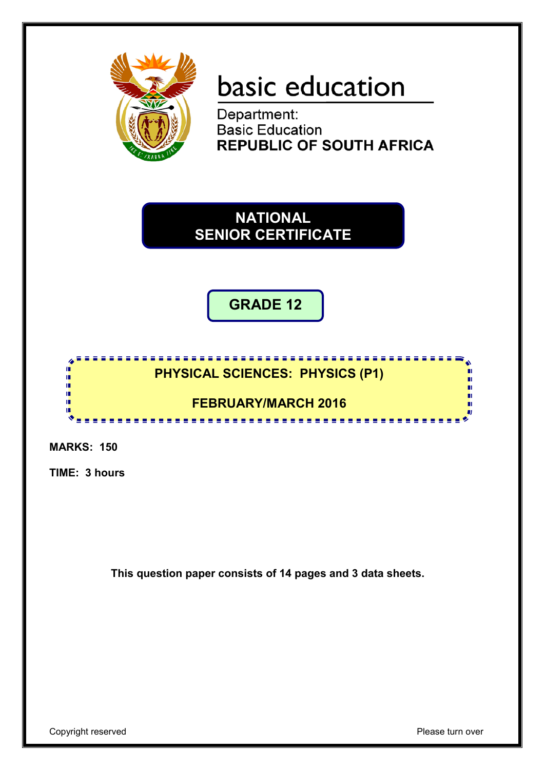basic education

Department:
Basic Education
**REPUBLIC OF SOUTH AFRICA**

# NATIONAL SENIOR CERTIFICATE

## GRADE 12

## PHYSICAL SCIENCES: PHYSICS (P1)

## FEBRUARY/MARCH 2016

**MARKS: 150**

**TIME: 3 hours**

**This question paper consists of 14 pages and 3 data sheets.**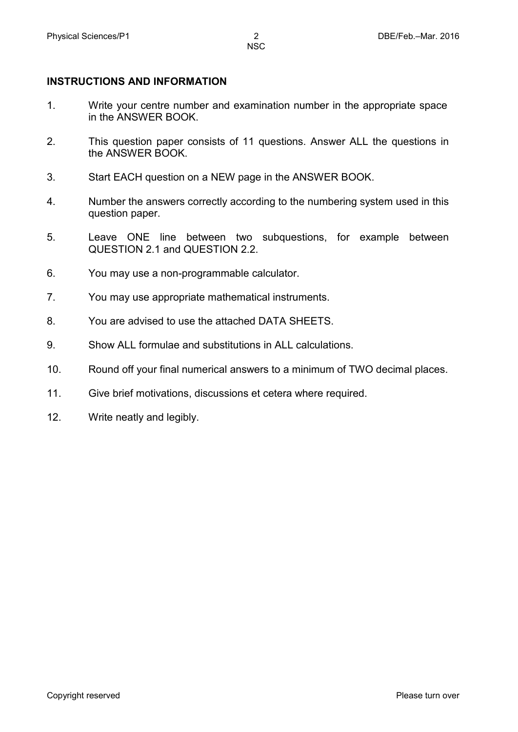**INSTRUCTIONS AND INFORMATION**

1. Write your centre number and examination number in the appropriate space in the ANSWER BOOK.

2. This question paper consists of 11 questions. Answer ALL the questions in the ANSWER BOOK.

3. Start EACH question on a NEW page in the ANSWER BOOK.

4. Number the answers correctly according to the numbering system used in this question paper.

5. Leave ONE line between two subquestions, for example between QUESTION 2.1 and QUESTION 2.2.

6. You may use a non-programmable calculator.

7. You may use appropriate mathematical instruments.

8. You are advised to use the attached DATA SHEETS.

9. Show ALL formulae and substitutions in ALL calculations.

10. Round off your final numerical answers to a minimum of TWO decimal places.

11. Give brief motivations, discussions et cetera where required.

12. Write neatly and legibly.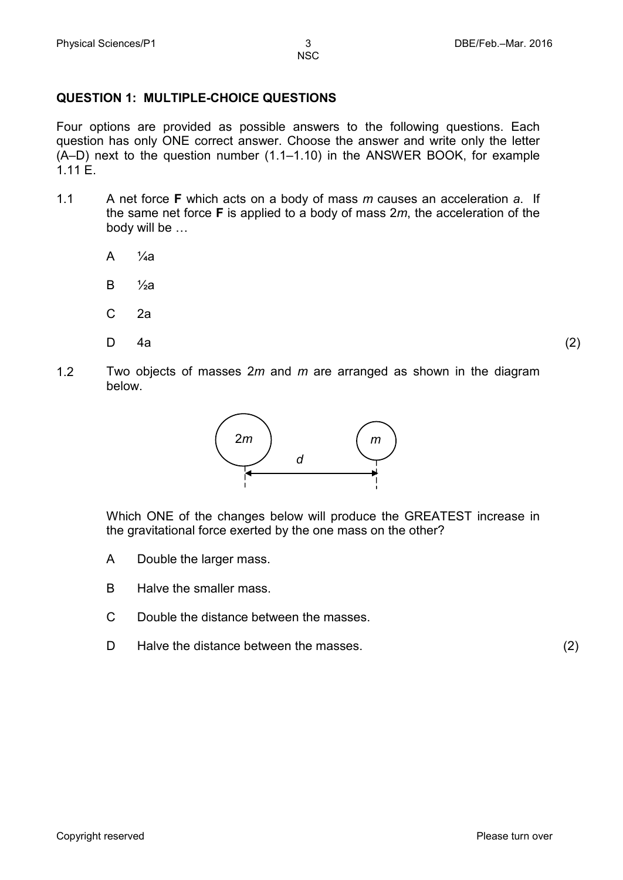## QUESTION 1: MULTIPLE-CHOICE QUESTIONS

Four options are provided as possible answers to the following questions. Each question has only ONE correct answer. Choose the answer and write only the letter (A–D) next to the question number (1.1–1.10) in the ANSWER BOOK, for example 1.11 E.

1.1 A net force **F** which acts on a body of mass *m* causes an acceleration *a*. If the same net force **F** is applied to a body of mass 2*m*, the acceleration of the body will be …

A $\frac{1}{4}$a

B $\frac{1}{2}$a

C 2a

D 4a (2)

1.2 Two objects of masses 2*m* and *m* are arranged as shown in the diagram below.

2*m* *m*

*d*

Which ONE of the changes below will produce the GREATEST increase in the gravitational force exerted by the one mass on the other?

A Double the larger mass.

B Halve the smaller mass.

C Double the distance between the masses.

D Halve the distance between the masses. (2)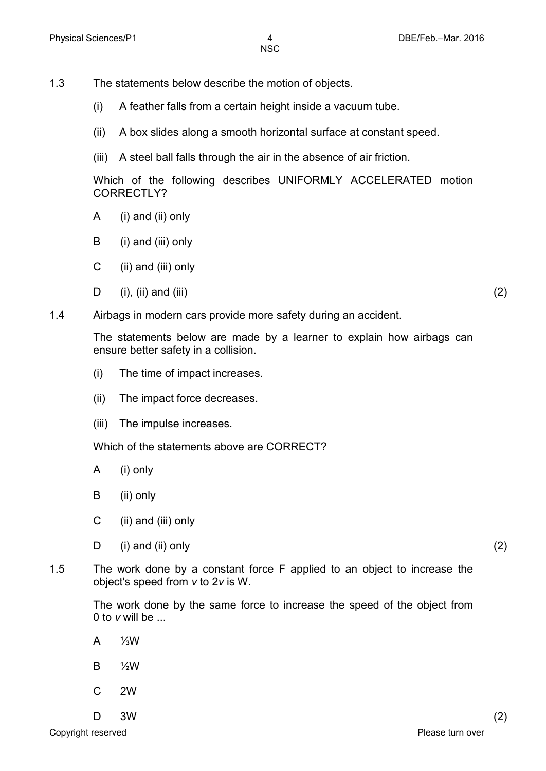1.3 The statements below describe the motion of objects.

(i) A feather falls from a certain height inside a vacuum tube.

(ii) A box slides along a smooth horizontal surface at constant speed.

(iii) A steel ball falls through the air in the absence of air friction.

Which of the following describes UNIFORMLY ACCELERATED motion CORRECTLY?

A (i) and (ii) only

B (i) and (iii) only

C (ii) and (iii) only

D (i), (ii) and (iii) (2)

1.4 Airbags in modern cars provide more safety during an accident.

The statements below are made by a learner to explain how airbags can ensure better safety in a collision.

(i) The time of impact increases.

(ii) The impact force decreases.

(iii) The impulse increases.

Which of the statements above are CORRECT?

A (i) only

B (ii) only

C (ii) and (iii) only

D (i) and (ii) only (2)

1.5 The work done by a constant force F applied to an object to increase the object's speed from *v* to 2*v* is W.

The work done by the same force to increase the speed of the object from 0 to *v* will be ...

A ⅓W

B ½W

C 2W

D 3W (2)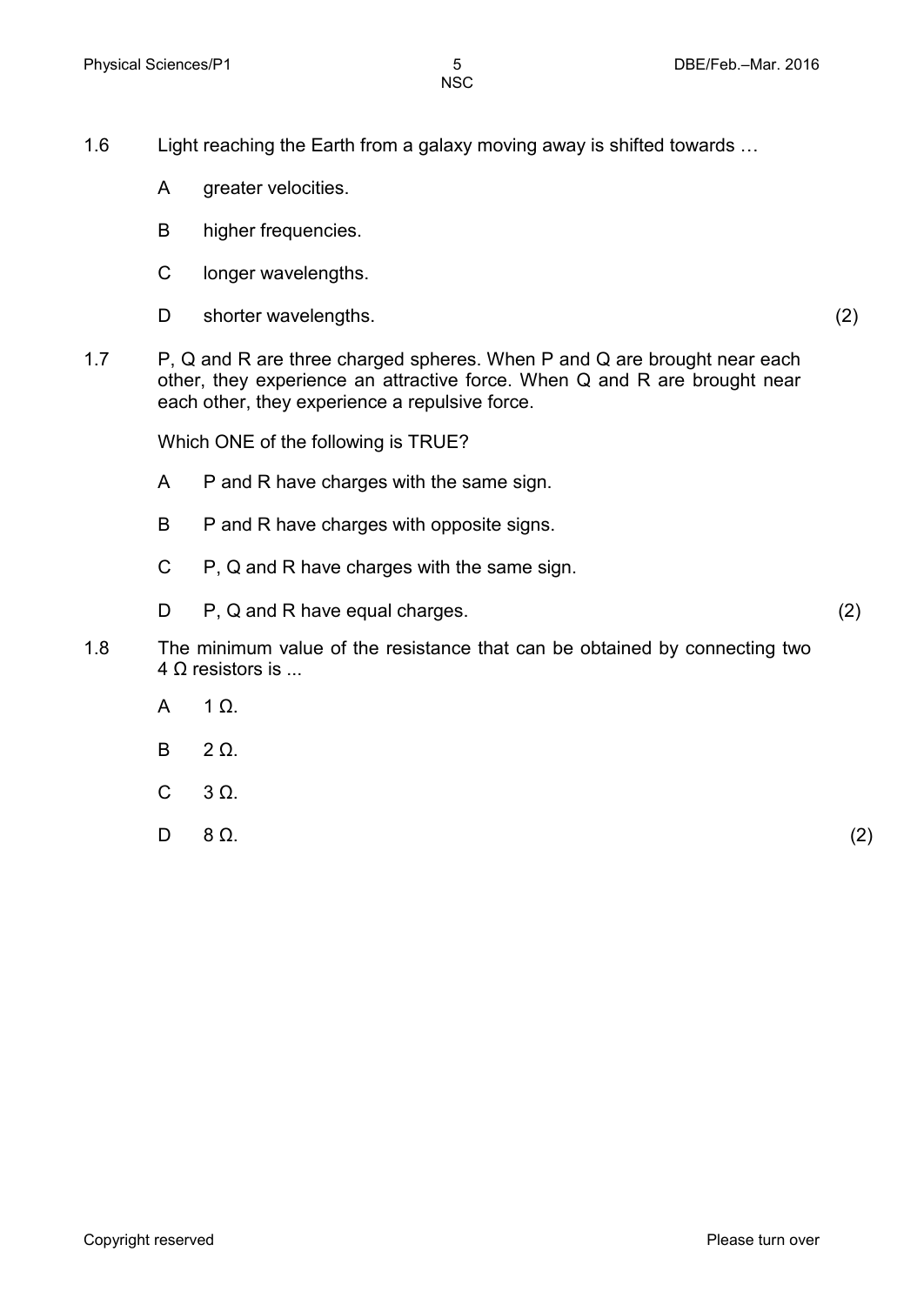1.6 Light reaching the Earth from a galaxy moving away is shifted towards …

A greater velocities.

B higher frequencies.

C longer wavelengths.

D shorter wavelengths. (2)

1.7 P, Q and R are three charged spheres. When P and Q are brought near each other, they experience an attractive force. When Q and R are brought near each other, they experience a repulsive force.

Which ONE of the following is TRUE?

A P and R have charges with the same sign.

B P and R have charges with opposite signs.

C P, Q and R have charges with the same sign.

D P, Q and R have equal charges. (2)

1.8 The minimum value of the resistance that can be obtained by connecting two 4 Ω resistors is ...

A 1 Ω.

B 2 Ω.

C 3 Ω.

D 8 Ω. (2)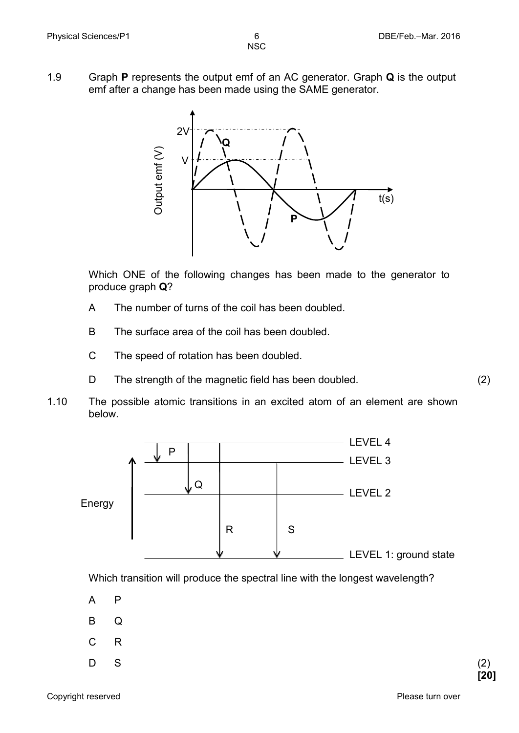1.9 Graph **P** represents the output emf of an AC generator. Graph **Q** is the output emf after a change has been made using the SAME generator.

Which ONE of the following changes has been made to the generator to produce graph **Q**?

- A The number of turns of the coil has been doubled.
- B The surface area of the coil has been doubled.
- C The speed of rotation has been doubled.
- D The strength of the magnetic field has been doubled. (2)

1.10 The possible atomic transitions in an excited atom of an element are shown below.

Which transition will produce the spectral line with the longest wavelength?

- A P
- B Q
- C R
- D S (2)

**[20]**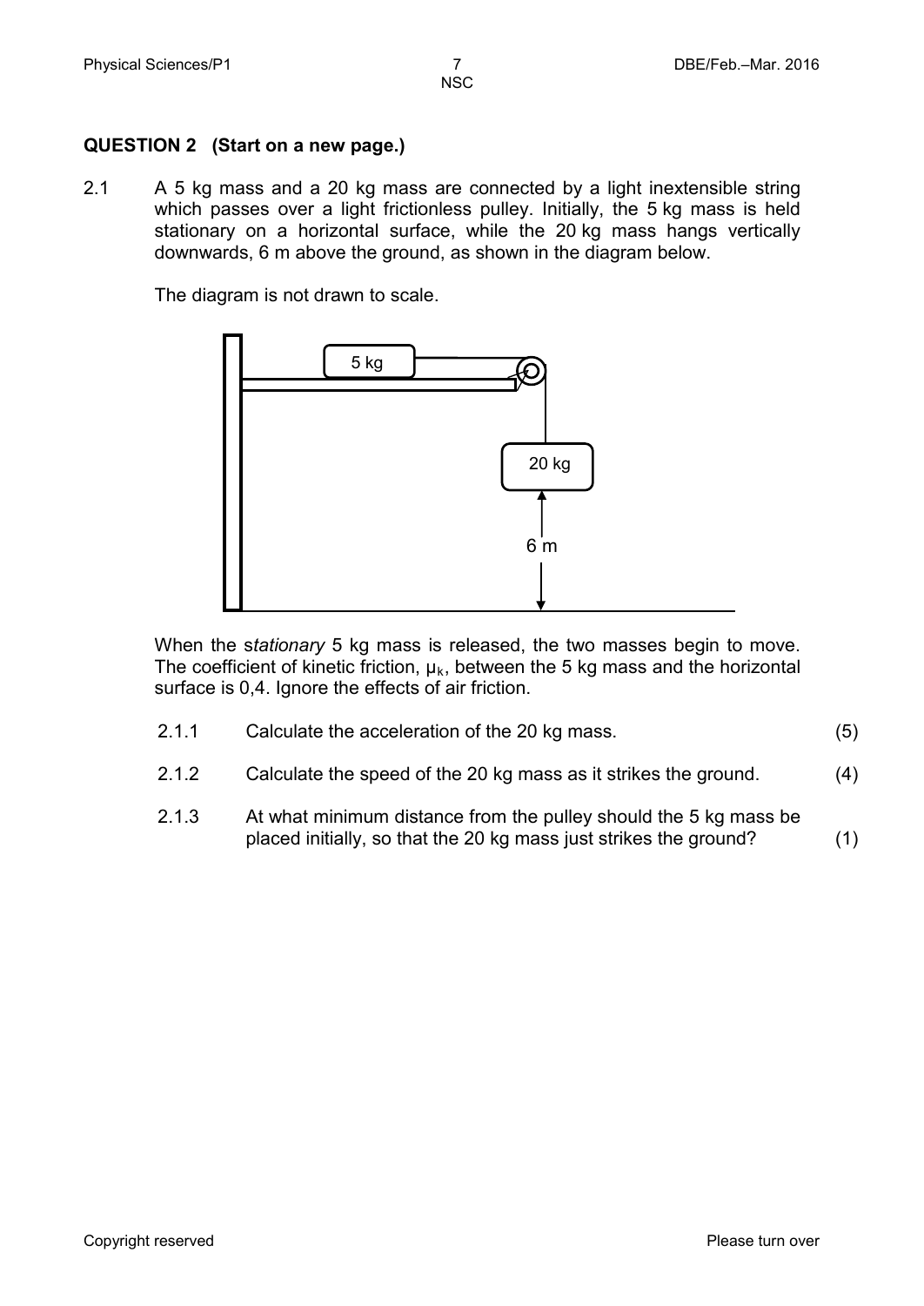## QUESTION 2 (Start on a new page.)

2.1 A 5 kg mass and a 20 kg mass are connected by a light inextensible string which passes over a light frictionless pulley. Initially, the 5 kg mass is held stationary on a horizontal surface, while the 20 kg mass hangs vertically downwards, 6 m above the ground, as shown in the diagram below.

The diagram is not drawn to scale.

When the s*tationary* 5 kg mass is released, the two masses begin to move. The coefficient of kinetic friction, $\mu_k$, between the 5 kg mass and the horizontal surface is 0,4. Ignore the effects of air friction.

2.1.1 Calculate the acceleration of the 20 kg mass. (5)

2.1.2 Calculate the speed of the 20 kg mass as it strikes the ground. (4)

2.1.3 At what minimum distance from the pulley should the 5 kg mass be placed initially, so that the 20 kg mass just strikes the ground? (1)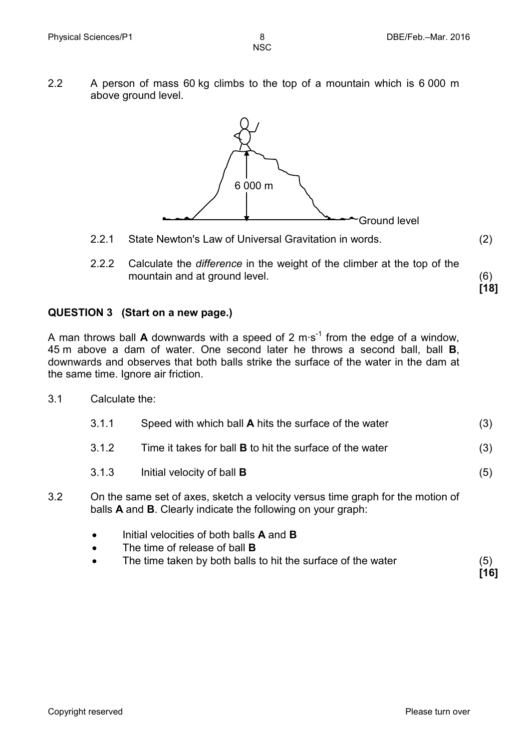2.2 A person of mass 60 kg climbs to the top of a mountain which is 6 000 m above ground level.

6 000 m

Ground level

2.2.1 State Newton's Law of Universal Gravitation in words. (2)

2.2.2 Calculate the *difference* in the weight of the climber at the top of the mountain and at ground level. (6)
**[18]**

## QUESTION 3 (Start on a new page.)

A man throws ball **A** downwards with a speed of 2 $m \cdot s^{-1}$ from the edge of a window, 45 m above a dam of water. One second later he throws a second ball, ball **B**, downwards and observes that both balls strike the surface of the water in the dam at the same time. Ignore air friction.

3.1 Calculate the:

3.1.1 Speed with which ball **A** hits the surface of the water (3)

3.1.2 Time it takes for ball **B** to hit the surface of the water (3)

3.1.3 Initial velocity of ball **B** (5)

3.2 On the same set of axes, sketch a velocity versus time graph for the motion of balls **A** and **B**. Clearly indicate the following on your graph:

- Initial velocities of both balls **A** and **B**
- The time of release of ball **B**
- The time taken by both balls to hit the surface of the water (5)

**[16]**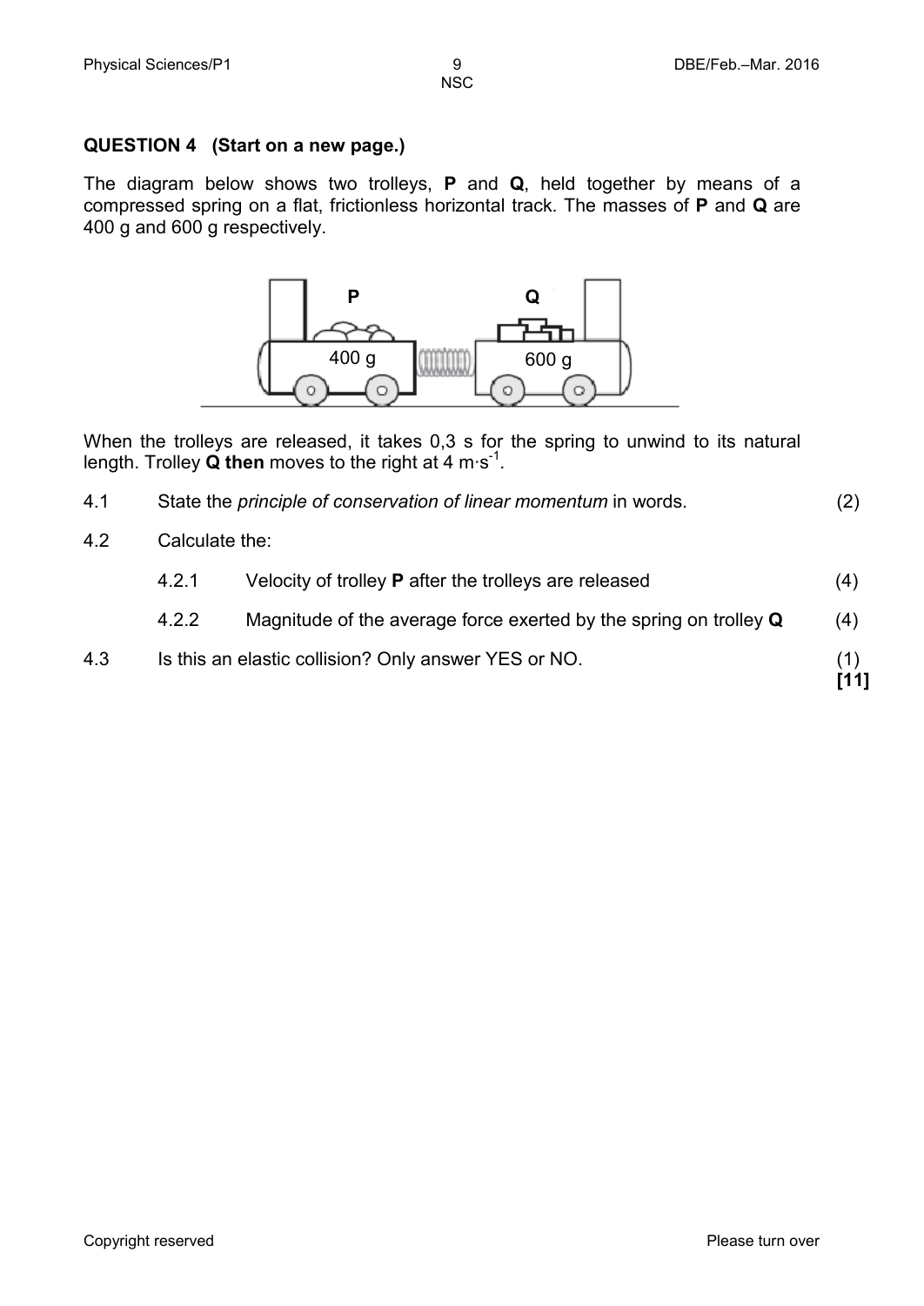## QUESTION 4 (Start on a new page.)

The diagram below shows two trolleys, **P** and **Q**, held together by means of a compressed spring on a flat, frictionless horizontal track. The masses of **P** and **Q** are 400 g and 600 g respectively.

When the trolleys are released, it takes 0,3 s for the spring to unwind to its natural length. Trolley **Q then** moves to the right at 4 $m \cdot s^{-1}$.

4.1 State the *principle of conservation of linear momentum* in words. (2)

4.2 Calculate the:

4.2.1 Velocity of trolley **P** after the trolleys are released (4)

4.2.2 Magnitude of the average force exerted by the spring on trolley **Q** (4)

4.3 Is this an elastic collision? Only answer YES or NO. (1)

**[11]**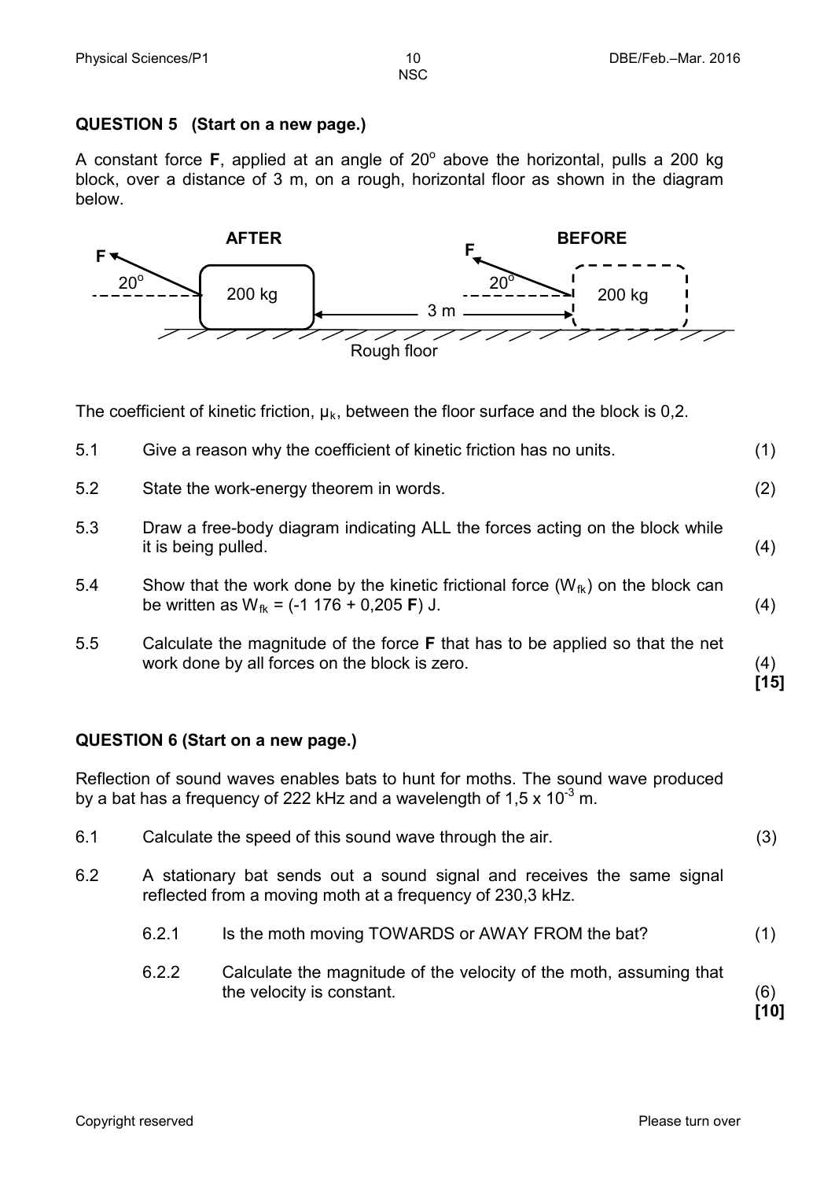## QUESTION 5 (Start on a new page.)

A constant force **F**, applied at an angle of 20° above the horizontal, pulls a 200 kg block, over a distance of 3 m, on a rough, horizontal floor as shown in the diagram below.

AFTER | BEFORE

F | 20° | 200 kg | 3 m | F | 20° | 200 kg

Rough floor

The coefficient of kinetic friction, $\mu_k$, between the floor surface and the block is 0,2.

5.1 Give a reason why the coefficient of kinetic friction has no units. (1)

5.2 State the work-energy theorem in words. (2)

5.3 Draw a free-body diagram indicating ALL the forces acting on the block while it is being pulled. (4)

5.4 Show that the work done by the kinetic frictional force ($W_{fk}$) on the block can be written as $W_{fk}$ = (-1 176 + 0,205 **F**) J. (4)

5.5 Calculate the magnitude of the force **F** that has to be applied so that the net work done by all forces on the block is zero. (4)

**[15]**

## QUESTION 6 (Start on a new page.)

Reflection of sound waves enables bats to hunt for moths. The sound wave produced by a bat has a frequency of 222 kHz and a wavelength of $1,5 \times 10^{-3}$ m.

6.1 Calculate the speed of this sound wave through the air. (3)

6.2 A stationary bat sends out a sound signal and receives the same signal reflected from a moving moth at a frequency of 230,3 kHz.

6.2.1 Is the moth moving TOWARDS or AWAY FROM the bat? (1)

6.2.2 Calculate the magnitude of the velocity of the moth, assuming that the velocity is constant. (6)

**[10]**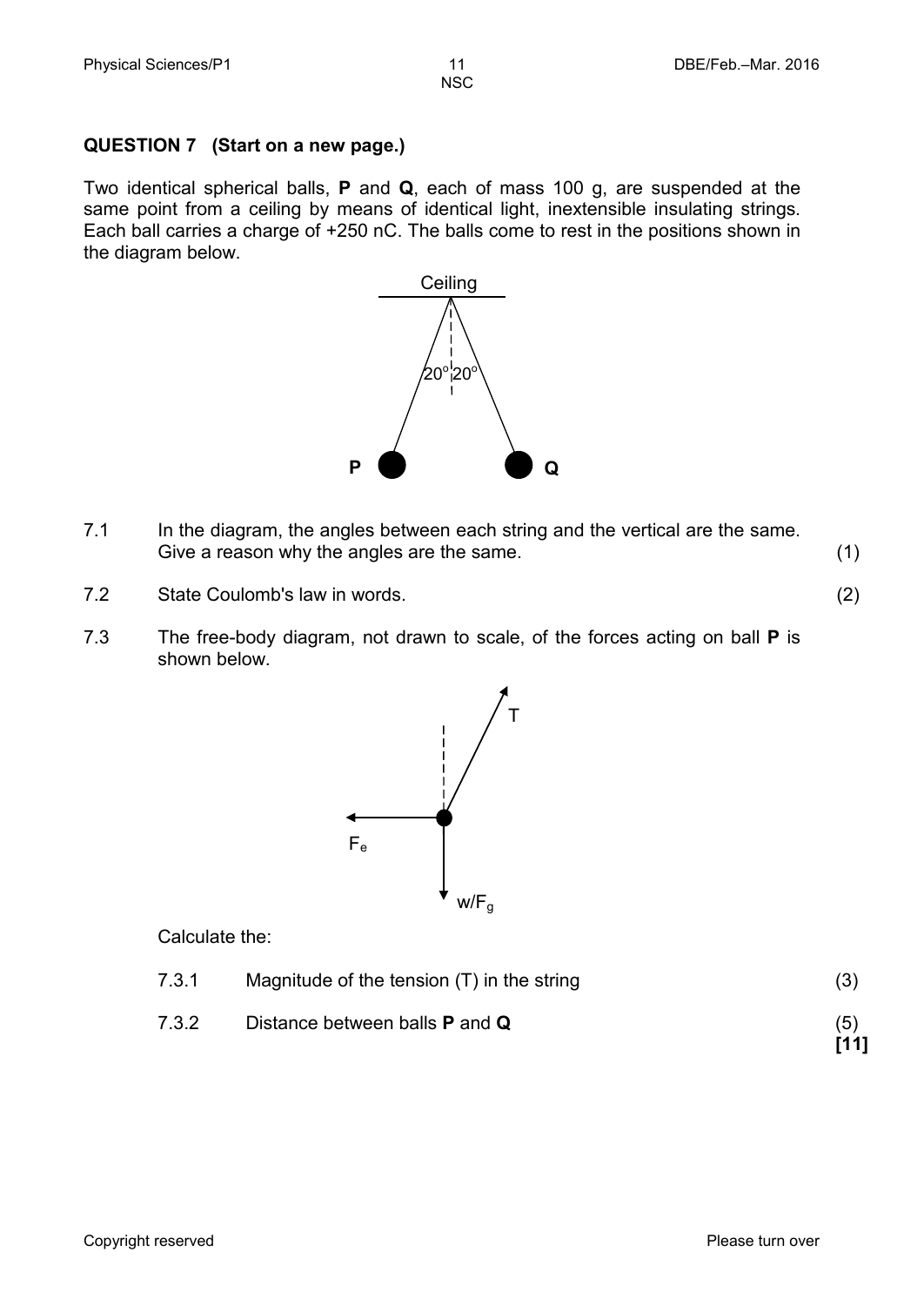## QUESTION 7 (Start on a new page.)

Two identical spherical balls, **P** and **Q**, each of mass 100 g, are suspended at the same point from a ceiling by means of identical light, inextensible insulating strings. Each ball carries a charge of +250 nC. The balls come to rest in the positions shown in the diagram below.

7.1 In the diagram, the angles between each string and the vertical are the same. Give a reason why the angles are the same. (1)

7.2 State Coulomb's law in words. (2)

7.3 The free-body diagram, not drawn to scale, of the forces acting on ball **P** is shown below.

Calculate the:

7.3.1 Magnitude of the tension (T) in the string (3)

7.3.2 Distance between balls **P** and **Q** (5)

**[11]**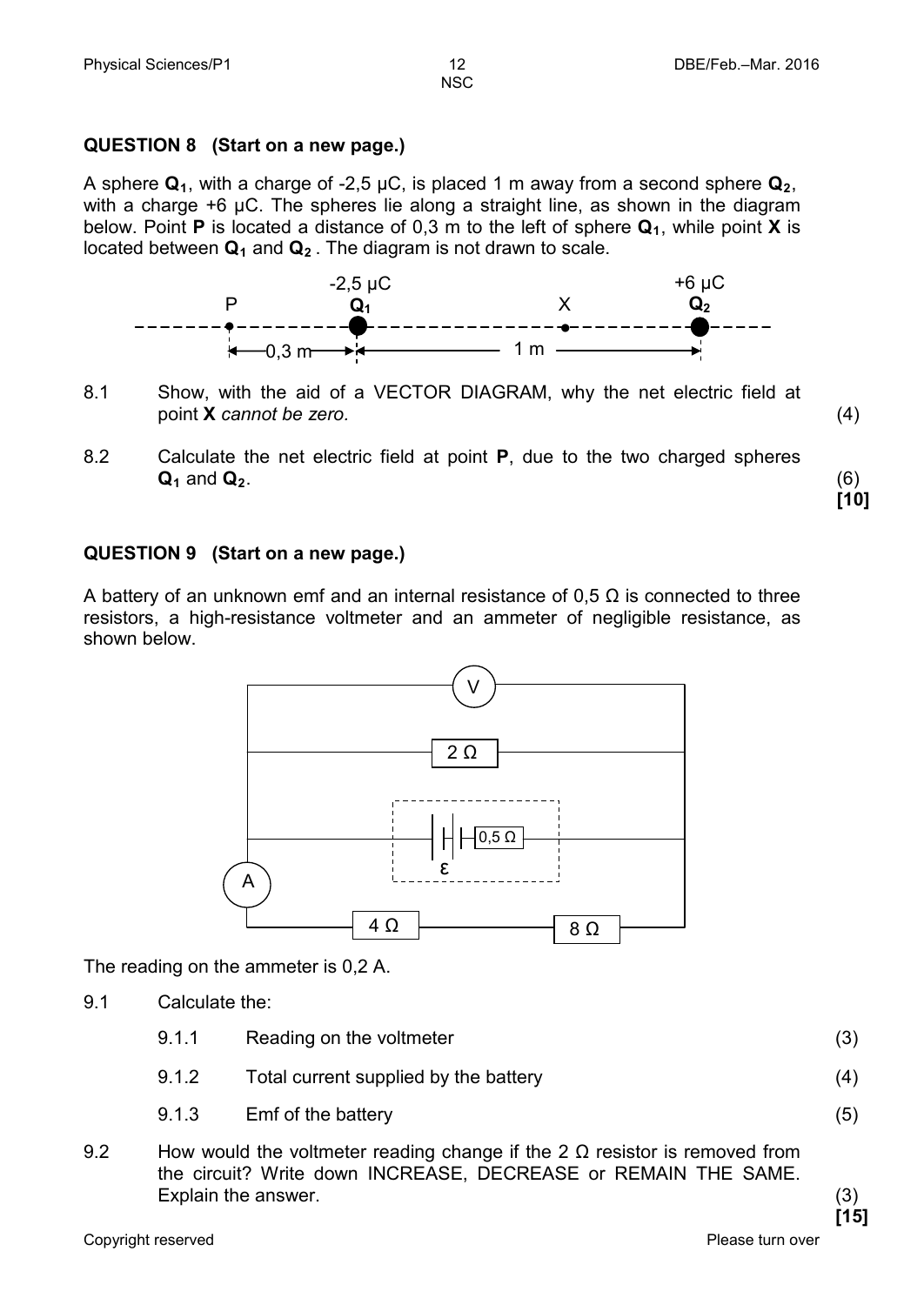## QUESTION 8 (Start on a new page.)

A sphere $Q_1$, with a charge of -2,5 μC, is placed 1 m away from a second sphere $Q_2$, with a charge +6 μC. The spheres lie along a straight line, as shown in the diagram below. Point **P** is located a distance of 0,3 m to the left of sphere $Q_1$, while point **X** is located between $Q_1$ and $Q_2$. The diagram is not drawn to scale.

8.1 Show, with the aid of a VECTOR DIAGRAM, why the net electric field at point **X** *cannot be zero.* (4)

8.2 Calculate the net electric field at point **P**, due to the two charged spheres $Q_1$ and $Q_2$. (6)

**[10]**

## QUESTION 9 (Start on a new page.)

A battery of an unknown emf and an internal resistance of 0,5 Ω is connected to three resistors, a high-resistance voltmeter and an ammeter of negligible resistance, as shown below.

The reading on the ammeter is 0,2 A.

9.1 Calculate the:

9.1.1 Reading on the voltmeter (3)

9.1.2 Total current supplied by the battery (4)

9.1.3 Emf of the battery (5)

9.2 How would the voltmeter reading change if the 2 Ω resistor is removed from the circuit? Write down INCREASE, DECREASE or REMAIN THE SAME. Explain the answer. (3)

**[15]**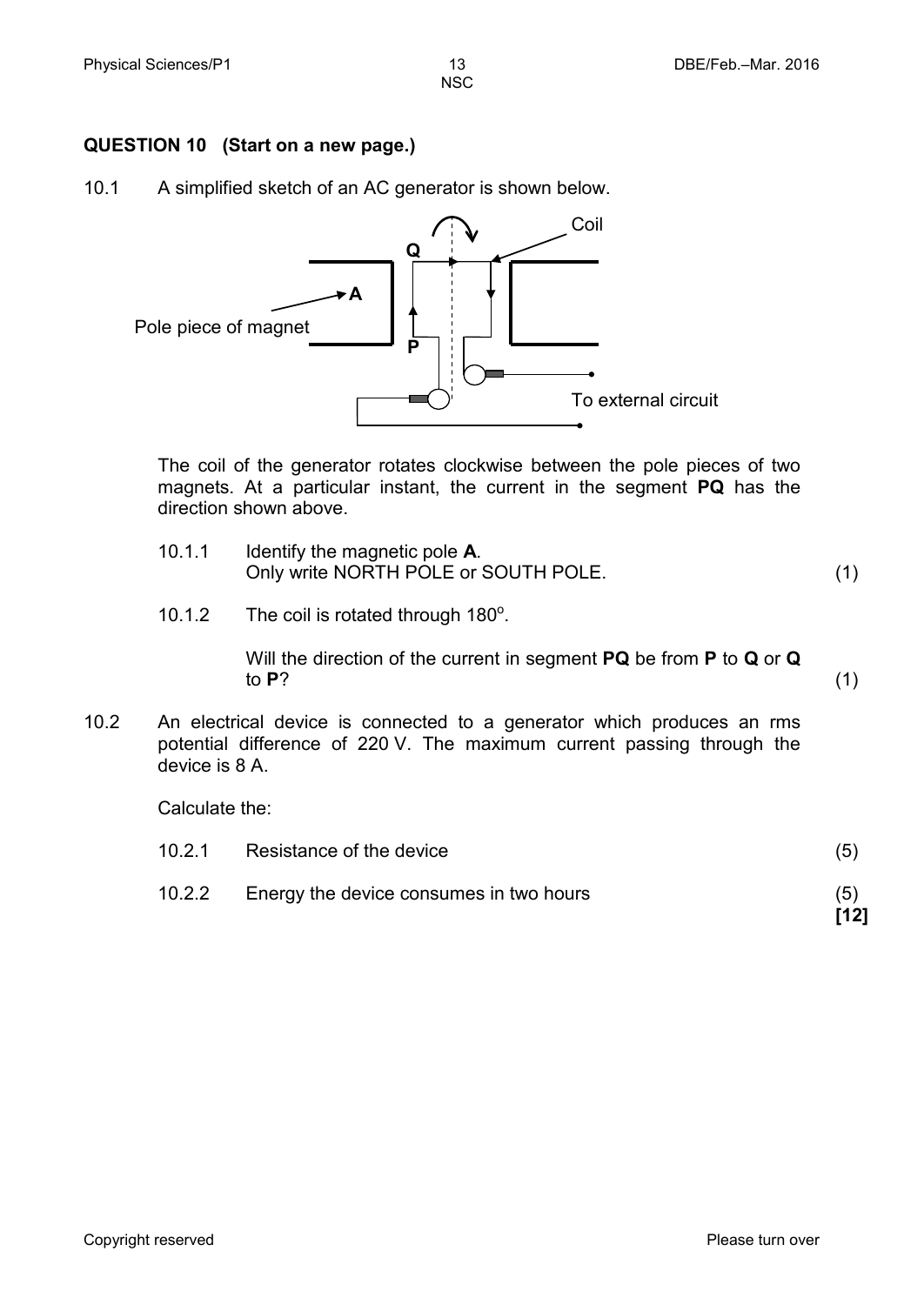## QUESTION 10 (Start on a new page.)

10.1 A simplified sketch of an AC generator is shown below.

The coil of the generator rotates clockwise between the pole pieces of two magnets. At a particular instant, the current in the segment **PQ** has the direction shown above.

10.1.1 Identify the magnetic pole **A**. Only write NORTH POLE or SOUTH POLE. (1)

10.1.2 The coil is rotated through 180°.

Will the direction of the current in segment **PQ** be from **P** to **Q** or **Q** to **P**? (1)

10.2 An electrical device is connected to a generator which produces an rms potential difference of 220 V. The maximum current passing through the device is 8 A.

Calculate the:

10.2.1 Resistance of the device (5)

10.2.2 Energy the device consumes in two hours (5)

**[12]**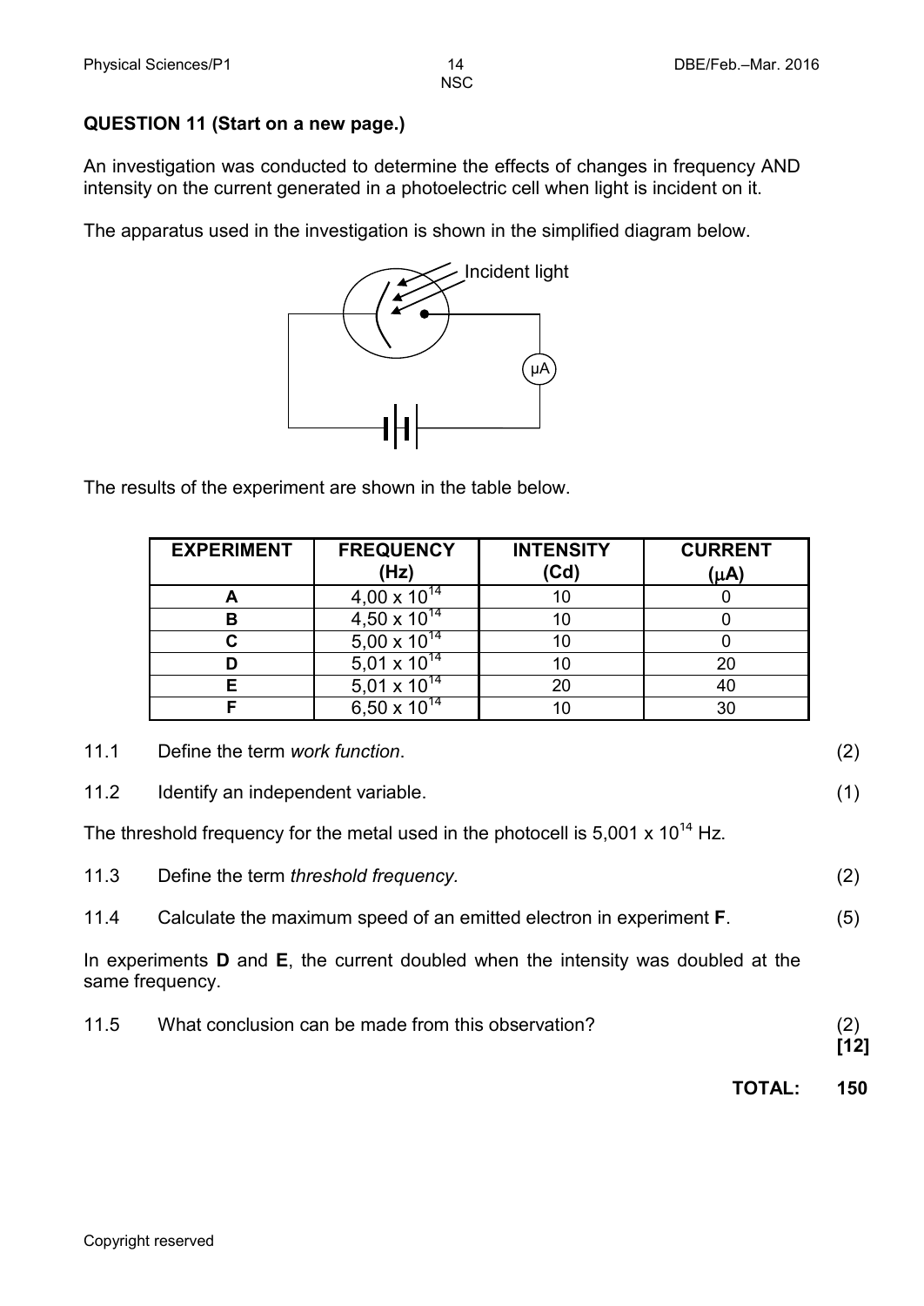**QUESTION 11 (Start on a new page.)**

An investigation was conducted to determine the effects of changes in frequency AND intensity on the current generated in a photoelectric cell when light is incident on it.

The apparatus used in the investigation is shown in the simplified diagram below.

The results of the experiment are shown in the table below.

| EXPERIMENT | FREQUENCY (Hz) | INTENSITY (Cd) | CURRENT ($\mu$A) |
|---|---|---|---|
| A | $4,00 \times 10^{14}$ | 10 | 0 |
| B | $4,50 \times 10^{14}$ | 10 | 0 |
| C | $5,00 \times 10^{14}$ | 10 | 0 |
| D | $5,01 \times 10^{14}$ | 10 | 20 |
| E | $5,01 \times 10^{14}$ | 20 | 40 |
| F | $6,50 \times 10^{14}$ | 10 | 30 |

11.1 Define the term *work function*. (2)

11.2 Identify an independent variable. (1)

The threshold frequency for the metal used in the photocell is $5,001 \times 10^{14}$ Hz.

11.3 Define the term *threshold frequency.* (2)

11.4 Calculate the maximum speed of an emitted electron in experiment **F**. (5)

In experiments **D** and **E**, the current doubled when the intensity was doubled at the same frequency.

11.5 What conclusion can be made from this observation? (2)
**[12]**

**TOTAL: 150**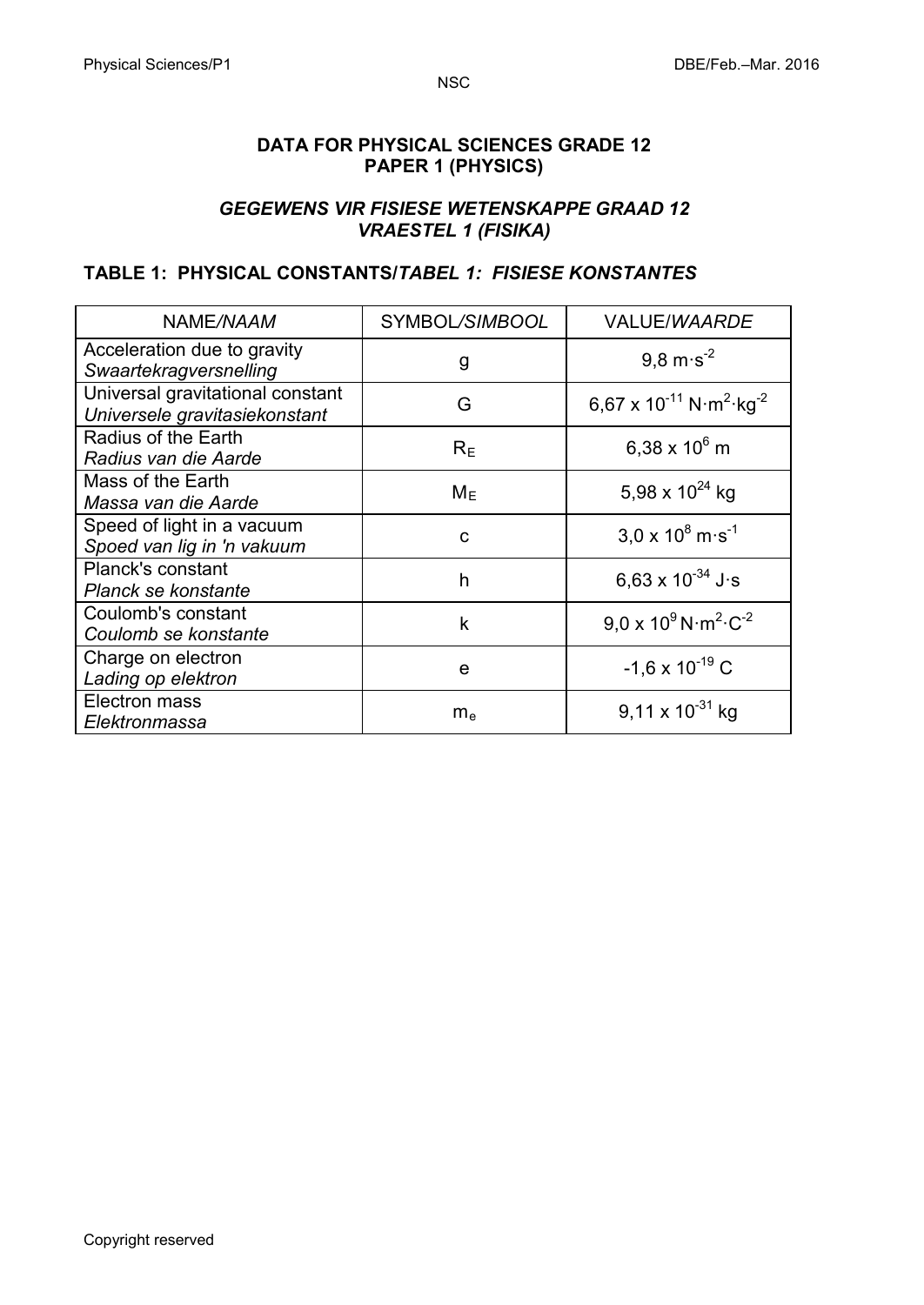**DATA FOR PHYSICAL SCIENCES GRADE 12**
**PAPER 1 (PHYSICS)**

***GEGEWENS VIR FISIESE WETENSKAPPE GRAAD 12***
***VRAESTEL 1 (FISIKA)***

## TABLE 1: PHYSICAL CONSTANTS/*TABEL 1: FISIESE KONSTANTES*

| NAME/*NAAM* | SYMBOL/*SIMBOOL* | VALUE/*WAARDE* |
|---|---|---|
| Acceleration due to gravity *Swaartekragversnelling* | g | $9,8\ m\cdot s^{-2}$ |
| Universal gravitational constant *Universele gravitasiekonstant* | G | $6,67 \times 10^{-11}\ N\cdot m^2\cdot kg^{-2}$ |
| Radius of the Earth *Radius van die Aarde* | $R_E$ | $6,38 \times 10^6\ m$ |
| Mass of the Earth *Massa van die Aarde* | $M_E$ | $5,98 \times 10^{24}\ kg$ |
| Speed of light in a vacuum *Spoed van lig in 'n vakuum* | c | $3,0 \times 10^8\ m\cdot s^{-1}$ |
| Planck's constant *Planck se konstante* | h | $6,63 \times 10^{-34}\ J\cdot s$ |
| Coulomb's constant *Coulomb se konstante* | k | $9,0 \times 10^9\ N\cdot m^2\cdot C^{-2}$ |
| Charge on electron *Lading op elektron* | e | $-1,6 \times 10^{-19}\ C$ |
| Electron mass *Elektronmassa* | $m_e$ | $9,11 \times 10^{-31}\ kg$ |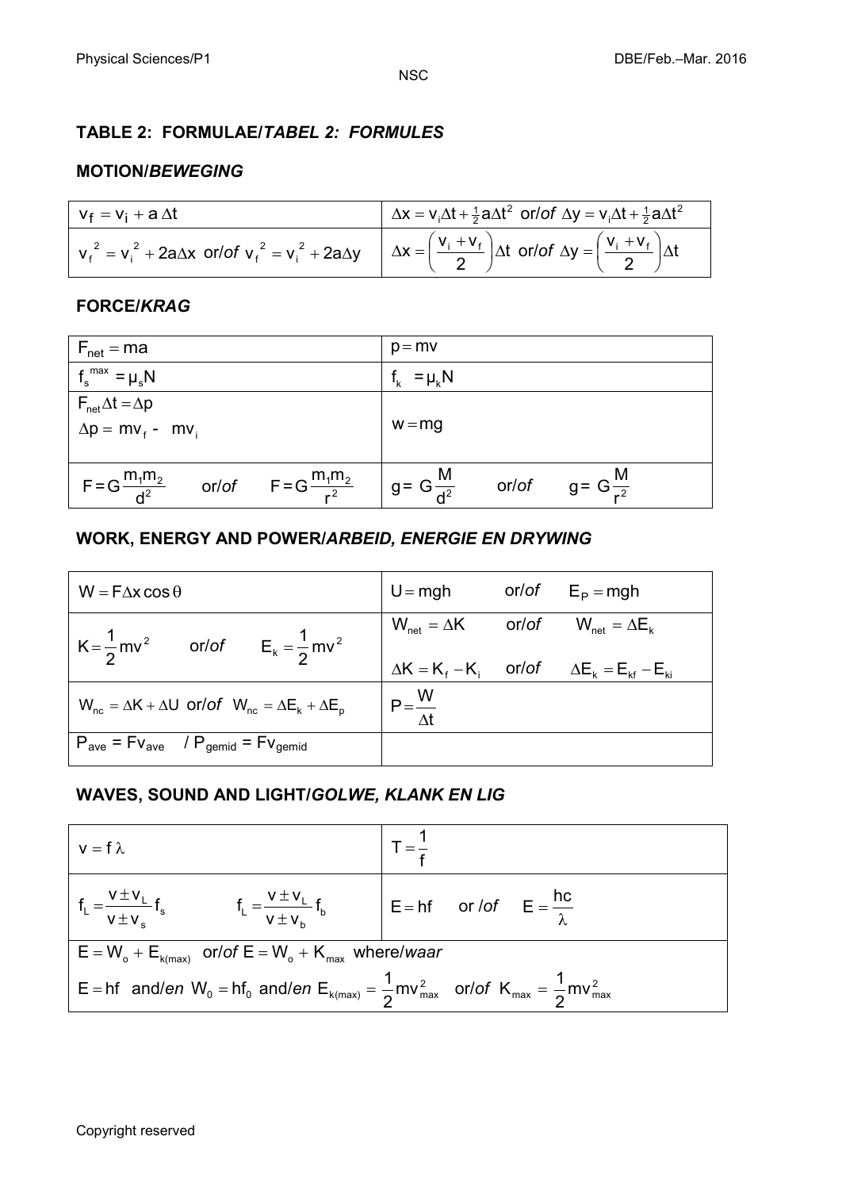## TABLE 2: FORMULAE/*TABEL 2: FORMULES*

### MOTION/*BEWEGING*

| | |
|---|---|
| $v_f = v_i + a\,\Delta t$ | $\Delta x = v_i\Delta t + \frac{1}{2}a\Delta t^2$ or/*of* $\Delta y = v_i\Delta t + \frac{1}{2}a\Delta t^2$ |
| $v_f^{\,2} = v_i^{\,2} + 2a\Delta x$ or/*of* $v_f^{\,2} = v_i^{\,2} + 2a\Delta y$ | $\Delta x = \left(\dfrac{v_i + v_f}{2}\right)\Delta t$ or/*of* $\Delta y = \left(\dfrac{v_i + v_f}{2}\right)\Delta t$ |

### FORCE/*KRAG*

| | |
|---|---|
| $F_{net} = ma$ | $p = mv$ |
| $f_s^{max} = \mu_s N$ | $f_k = \mu_k N$ |
| $F_{net}\Delta t = \Delta p$ <br> $\Delta p = mv_f - mv_i$ | $w = mg$ |
| $F = G\dfrac{m_1 m_2}{d^2}$ or/*of* $F = G\dfrac{m_1 m_2}{r^2}$ | $g = G\dfrac{M}{d^2}$ or/*of* $g = G\dfrac{M}{r^2}$ |

### WORK, ENERGY AND POWER/*ARBEID, ENERGIE EN DRYWING*

| | |
|---|---|
| $W = F\Delta x \cos\theta$ | $U = mgh$ or/*of* $E_P = mgh$ |
| $K = \dfrac{1}{2}mv^2$ or/*of* $E_k = \dfrac{1}{2}mv^2$ | $W_{net} = \Delta K$ or/*of* $W_{net} = \Delta E_k$ <br> $\Delta K = K_f - K_i$ or/*of* $\Delta E_k = E_{kf} - E_{ki}$ |
| $W_{nc} = \Delta K + \Delta U$ or/*of* $W_{nc} = \Delta E_k + \Delta E_p$ | $P = \dfrac{W}{\Delta t}$ |
| $P_{ave} = Fv_{ave}$ / $P_{gemid} = Fv_{gemid}$ | |

### WAVES, SOUND AND LIGHT/*GOLWE, KLANK EN LIG*

| | |
|---|---|
| $v = f\lambda$ | $T = \dfrac{1}{f}$ |
| $f_L = \dfrac{v \pm v_L}{v \pm v_s} f_s$ $\quad$ $f_L = \dfrac{v \pm v_L}{v \pm v_b} f_b$ | $E = hf$ or /*of* $E = \dfrac{hc}{\lambda}$ |
| $E = W_o + E_{k(max)}$ or/*of* $E = W_o + K_{max}$ where/*waar* <br> $E = hf$ and/*en* $W_0 = hf_0$ and/*en* $E_{k(max)} = \dfrac{1}{2}mv_{max}^2$ or/*of* $K_{max} = \dfrac{1}{2}mv_{max}^2$ | |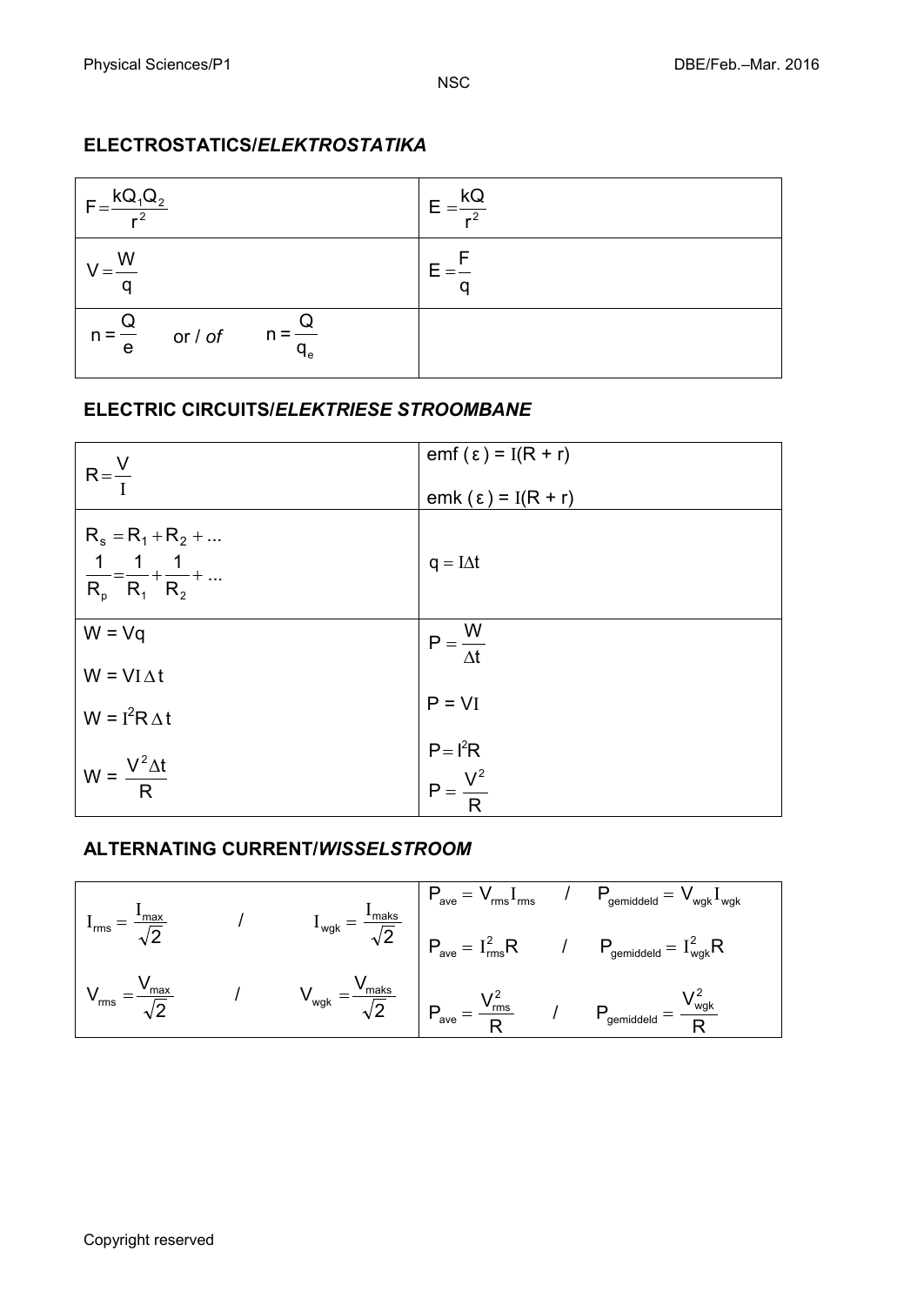## ELECTROSTATICS/*ELEKTROSTATIKA*

| | |
|---|---|
| $F = \frac{kQ_1Q_2}{r^2}$ | $E = \frac{kQ}{r^2}$ |
| $V = \frac{W}{q}$ | $E = \frac{F}{q}$ |
| $n = \frac{Q}{e}$ or / *of* $n = \frac{Q}{q_e}$ | |

## ELECTRIC CIRCUITS/*ELEKTRIESE STROOMBANE*

| | |
|---|---|
| $R = \frac{V}{I}$ | emf ( ε ) = I(R + r)<br><br>emk ( ε ) = I(R + r) |
| $R_s = R_1 + R_2 + ...$<br>$\frac{1}{R_p} = \frac{1}{R_1} + \frac{1}{R_2} + ...$ | $q = I\Delta t$ |
| $W = Vq$<br><br>$W = VI\Delta t$<br><br>$W = I^2R\Delta t$<br><br>$W = \frac{V^2\Delta t}{R}$ | $P = \frac{W}{\Delta t}$<br><br>$P = VI$<br><br>$P = I^2R$<br>$P = \frac{V^2}{R}$ |

## ALTERNATING CURRENT/*WISSELSTROOM*

| | |
|---|---|
| $I_{rms} = \frac{I_{max}}{\sqrt{2}}$ / $I_{wgk} = \frac{I_{maks}}{\sqrt{2}}$<br><br>$V_{rms} = \frac{V_{max}}{\sqrt{2}}$ / $V_{wgk} = \frac{V_{maks}}{\sqrt{2}}$ | $P_{ave} = V_{rms}I_{rms}$ / $P_{gemiddeld} = V_{wgk}I_{wgk}$<br><br>$P_{ave} = I_{rms}^2R$ / $P_{gemiddeld} = I_{wgk}^2R$<br><br>$P_{ave} = \frac{V_{rms}^2}{R}$ / $P_{gemiddeld} = \frac{V_{wgk}^2}{R}$ |